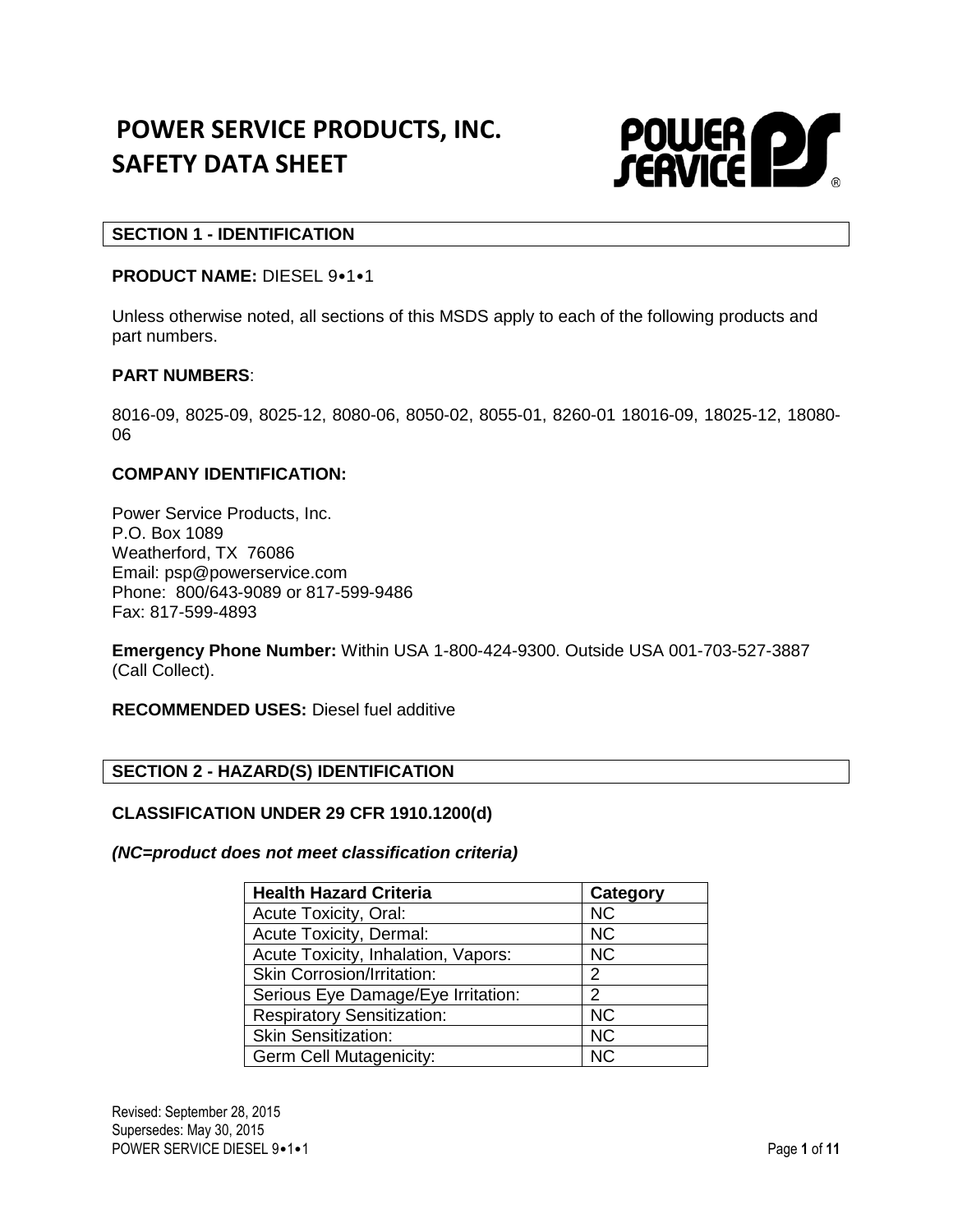# POWER SERVICE PRODUCTS, INC.
# SAFETY DATA SHEET

## SECTION 1 - IDENTIFICATION

**PRODUCT NAME:** DIESEL 9•1•1

Unless otherwise noted, all sections of this MSDS apply to each of the following products and part numbers.

**PART NUMBERS**:

8016-09, 8025-09, 8025-12, 8080-06, 8050-02, 8055-01, 8260-01 18016-09, 18025-12, 18080-06

**COMPANY IDENTIFICATION:**

Power Service Products, Inc.
P.O. Box 1089
Weatherford, TX 76086
Email: psp@powerservice.com
Phone: 800/643-9089 or 817-599-9486
Fax: 817-599-4893

**Emergency Phone Number:** Within USA 1-800-424-9300. Outside USA 001-703-527-3887 (Call Collect).

**RECOMMENDED USES:** Diesel fuel additive

## SECTION 2 - HAZARD(S) IDENTIFICATION

**CLASSIFICATION UNDER 29 CFR 1910.1200(d)**

***(NC=product does not meet classification criteria)***

| Health Hazard Criteria | Category |
|---|---|
| Acute Toxicity, Oral: | NC |
| Acute Toxicity, Dermal: | NC |
| Acute Toxicity, Inhalation, Vapors: | NC |
| Skin Corrosion/Irritation: | 2 |
| Serious Eye Damage/Eye Irritation: | 2 |
| Respiratory Sensitization: | NC |
| Skin Sensitization: | NC |
| Germ Cell Mutagenicity: | NC |

Revised: September 28, 2015
Supersedes: May 30, 2015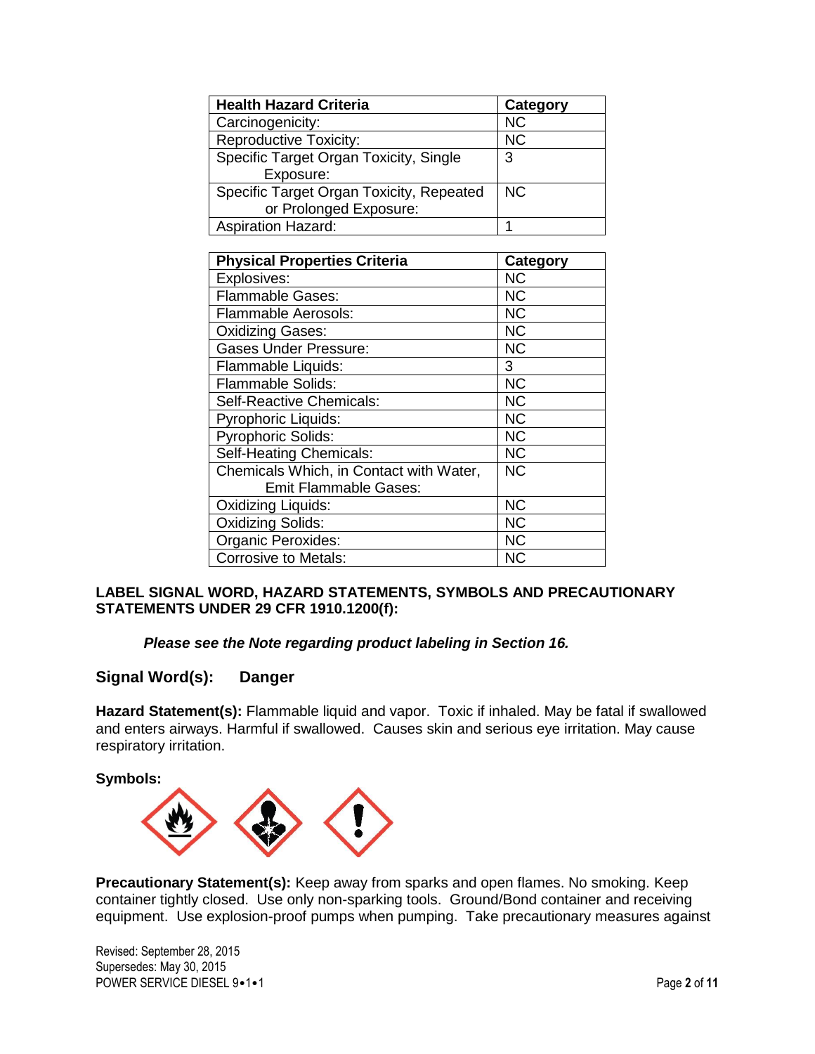| Health Hazard Criteria | Category |
|---|---|
| Carcinogenicity: | NC |
| Reproductive Toxicity: | NC |
| Specific Target Organ Toxicity, Single Exposure: | 3 |
| Specific Target Organ Toxicity, Repeated or Prolonged Exposure: | NC |
| Aspiration Hazard: | 1 |

| Physical Properties Criteria | Category |
|---|---|
| Explosives: | NC |
| Flammable Gases: | NC |
| Flammable Aerosols: | NC |
| Oxidizing Gases: | NC |
| Gases Under Pressure: | NC |
| Flammable Liquids: | 3 |
| Flammable Solids: | NC |
| Self-Reactive Chemicals: | NC |
| Pyrophoric Liquids: | NC |
| Pyrophoric Solids: | NC |
| Self-Heating Chemicals: | NC |
| Chemicals Which, in Contact with Water, Emit Flammable Gases: | NC |
| Oxidizing Liquids: | NC |
| Oxidizing Solids: | NC |
| Organic Peroxides: | NC |
| Corrosive to Metals: | NC |

**LABEL SIGNAL WORD, HAZARD STATEMENTS, SYMBOLS AND PRECAUTIONARY STATEMENTS UNDER 29 CFR 1910.1200(f):**

***Please see the Note regarding product labeling in Section 16.***

## Signal Word(s): Danger

**Hazard Statement(s):** Flammable liquid and vapor. Toxic if inhaled. May be fatal if swallowed and enters airways. Harmful if swallowed. Causes skin and serious eye irritation. May cause respiratory irritation.

**Symbols:**

**Precautionary Statement(s):** Keep away from sparks and open flames. No smoking. Keep container tightly closed. Use only non-sparking tools. Ground/Bond container and receiving equipment. Use explosion-proof pumps when pumping. Take precautionary measures against

Revised: September 28, 2015
Supersedes: May 30, 2015
POWER SERVICE DIESEL 9•1•1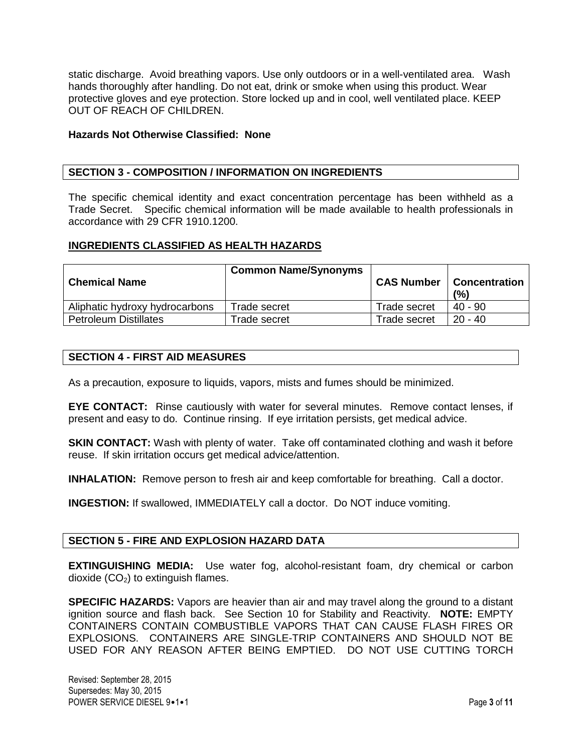static discharge. Avoid breathing vapors. Use only outdoors or in a well-ventilated area. Wash hands thoroughly after handling. Do not eat, drink or smoke when using this product. Wear protective gloves and eye protection. Store locked up and in cool, well ventilated place. KEEP OUT OF REACH OF CHILDREN.

**Hazards Not Otherwise Classified: None**

## SECTION 3 - COMPOSITION / INFORMATION ON INGREDIENTS

The specific chemical identity and exact concentration percentage has been withheld as a Trade Secret. Specific chemical information will be made available to health professionals in accordance with 29 CFR 1910.1200.

**INGREDIENTS CLASSIFIED AS HEALTH HAZARDS**

| Chemical Name | Common Name/Synonyms | CAS Number | Concentration (%) |
|---|---|---|---|
| Aliphatic hydroxy hydrocarbons | Trade secret | Trade secret | 40 - 90 |
| Petroleum Distillates | Trade secret | Trade secret | 20 - 40 |

## SECTION 4 - FIRST AID MEASURES

As a precaution, exposure to liquids, vapors, mists and fumes should be minimized.

**EYE CONTACT:** Rinse cautiously with water for several minutes. Remove contact lenses, if present and easy to do. Continue rinsing. If eye irritation persists, get medical advice.

**SKIN CONTACT:** Wash with plenty of water. Take off contaminated clothing and wash it before reuse. If skin irritation occurs get medical advice/attention.

**INHALATION:** Remove person to fresh air and keep comfortable for breathing. Call a doctor.

**INGESTION:** If swallowed, IMMEDIATELY call a doctor. Do NOT induce vomiting.

## SECTION 5 - FIRE AND EXPLOSION HAZARD DATA

**EXTINGUISHING MEDIA:** Use water fog, alcohol-resistant foam, dry chemical or carbon dioxide ($CO_2$) to extinguish flames.

**SPECIFIC HAZARDS:** Vapors are heavier than air and may travel along the ground to a distant ignition source and flash back. See Section 10 for Stability and Reactivity. **NOTE:** EMPTY CONTAINERS CONTAIN COMBUSTIBLE VAPORS THAT CAN CAUSE FLASH FIRES OR EXPLOSIONS. CONTAINERS ARE SINGLE-TRIP CONTAINERS AND SHOULD NOT BE USED FOR ANY REASON AFTER BEING EMPTIED. DO NOT USE CUTTING TORCH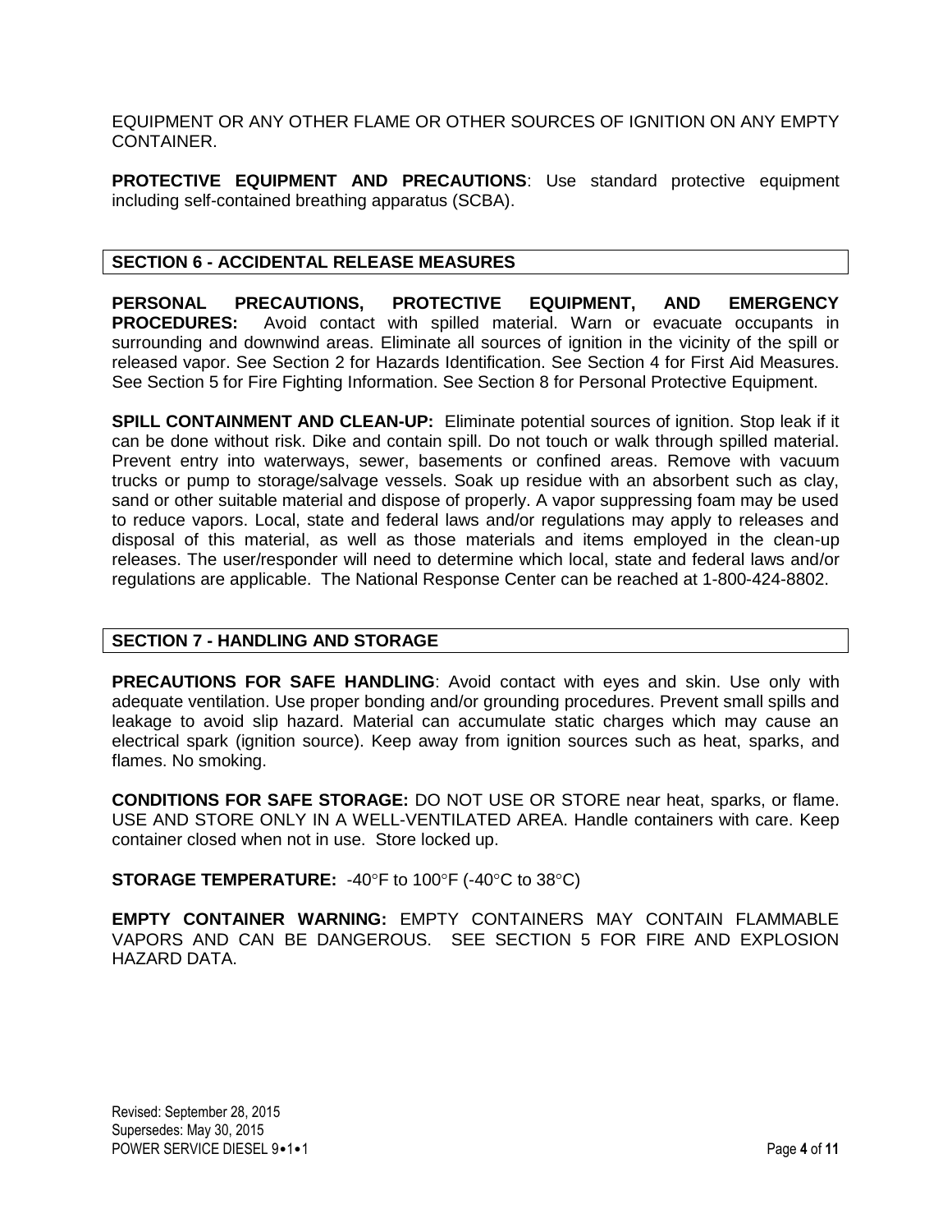EQUIPMENT OR ANY OTHER FLAME OR OTHER SOURCES OF IGNITION ON ANY EMPTY CONTAINER.

**PROTECTIVE EQUIPMENT AND PRECAUTIONS**: Use standard protective equipment including self-contained breathing apparatus (SCBA).

## SECTION 6 - ACCIDENTAL RELEASE MEASURES

**PERSONAL PRECAUTIONS, PROTECTIVE EQUIPMENT, AND EMERGENCY PROCEDURES:** Avoid contact with spilled material. Warn or evacuate occupants in surrounding and downwind areas. Eliminate all sources of ignition in the vicinity of the spill or released vapor. See Section 2 for Hazards Identification. See Section 4 for First Aid Measures. See Section 5 for Fire Fighting Information. See Section 8 for Personal Protective Equipment.

**SPILL CONTAINMENT AND CLEAN-UP:** Eliminate potential sources of ignition. Stop leak if it can be done without risk. Dike and contain spill. Do not touch or walk through spilled material. Prevent entry into waterways, sewer, basements or confined areas. Remove with vacuum trucks or pump to storage/salvage vessels. Soak up residue with an absorbent such as clay, sand or other suitable material and dispose of properly. A vapor suppressing foam may be used to reduce vapors. Local, state and federal laws and/or regulations may apply to releases and disposal of this material, as well as those materials and items employed in the clean-up releases. The user/responder will need to determine which local, state and federal laws and/or regulations are applicable. The National Response Center can be reached at 1-800-424-8802.

## SECTION 7 - HANDLING AND STORAGE

**PRECAUTIONS FOR SAFE HANDLING**: Avoid contact with eyes and skin. Use only with adequate ventilation. Use proper bonding and/or grounding procedures. Prevent small spills and leakage to avoid slip hazard. Material can accumulate static charges which may cause an electrical spark (ignition source). Keep away from ignition sources such as heat, sparks, and flames. No smoking.

**CONDITIONS FOR SAFE STORAGE:** DO NOT USE OR STORE near heat, sparks, or flame. USE AND STORE ONLY IN A WELL-VENTILATED AREA. Handle containers with care. Keep container closed when not in use. Store locked up.

**STORAGE TEMPERATURE:** -40°F to 100°F (-40°C to 38°C)

**EMPTY CONTAINER WARNING:** EMPTY CONTAINERS MAY CONTAIN FLAMMABLE VAPORS AND CAN BE DANGEROUS. SEE SECTION 5 FOR FIRE AND EXPLOSION HAZARD DATA.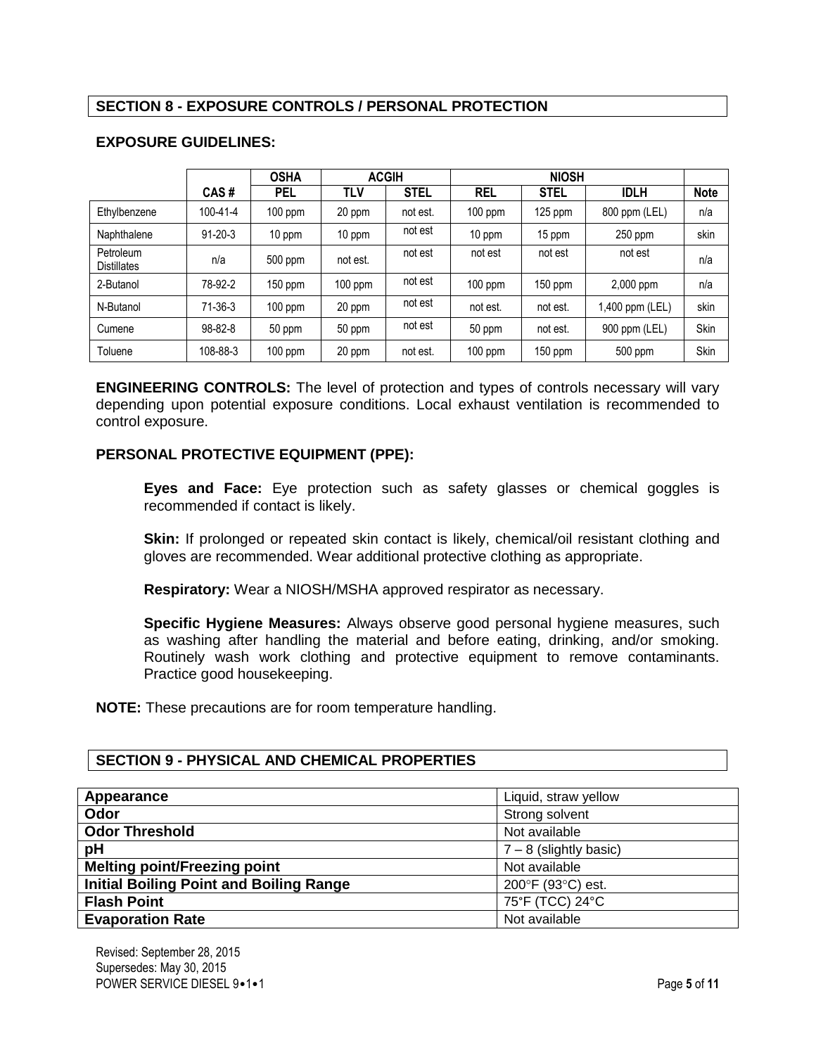## SECTION 8 - EXPOSURE CONTROLS / PERSONAL PROTECTION

### EXPOSURE GUIDELINES:

| | | OSHA | ACGIH | | NIOSH | | | |
|---|---|---|---|---|---|---|---|---|
| | CAS # | PEL | TLV | STEL | REL | STEL | IDLH | Note |
| Ethylbenzene | 100-41-4 | 100 ppm | 20 ppm | not est. | 100 ppm | 125 ppm | 800 ppm (LEL) | n/a |
| Naphthalene | 91-20-3 | 10 ppm | 10 ppm | not est | 10 ppm | 15 ppm | 250 ppm | skin |
| Petroleum Distillates | n/a | 500 ppm | not est. | not est | not est | not est | not est | n/a |
| 2-Butanol | 78-92-2 | 150 ppm | 100 ppm | not est | 100 ppm | 150 ppm | 2,000 ppm | n/a |
| N-Butanol | 71-36-3 | 100 ppm | 20 ppm | not est | not est. | not est. | 1,400 ppm (LEL) | skin |
| Cumene | 98-82-8 | 50 ppm | 50 ppm | not est | 50 ppm | not est. | 900 ppm (LEL) | Skin |
| Toluene | 108-88-3 | 100 ppm | 20 ppm | not est. | 100 ppm | 150 ppm | 500 ppm | Skin |

**ENGINEERING CONTROLS:** The level of protection and types of controls necessary will vary depending upon potential exposure conditions. Local exhaust ventilation is recommended to control exposure.

**PERSONAL PROTECTIVE EQUIPMENT (PPE):**

**Eyes and Face:** Eye protection such as safety glasses or chemical goggles is recommended if contact is likely.

**Skin:** If prolonged or repeated skin contact is likely, chemical/oil resistant clothing and gloves are recommended. Wear additional protective clothing as appropriate.

**Respiratory:** Wear a NIOSH/MSHA approved respirator as necessary.

**Specific Hygiene Measures:** Always observe good personal hygiene measures, such as washing after handling the material and before eating, drinking, and/or smoking. Routinely wash work clothing and protective equipment to remove contaminants. Practice good housekeeping.

**NOTE:** These precautions are for room temperature handling.

## SECTION 9 - PHYSICAL AND CHEMICAL PROPERTIES

| Property | Value |
|---|---|
| **Appearance** | Liquid, straw yellow |
| **Odor** | Strong solvent |
| **Odor Threshold** | Not available |
| **pH** | 7 – 8 (slightly basic) |
| **Melting point/Freezing point** | Not available |
| **Initial Boiling Point and Boiling Range** | 200°F (93°C) est. |
| **Flash Point** | 75°F (TCC) 24°C |
| **Evaporation Rate** | Not available |

Revised: September 28, 2015
Supersedes: May 30, 2015
POWER SERVICE DIESEL 9•1•1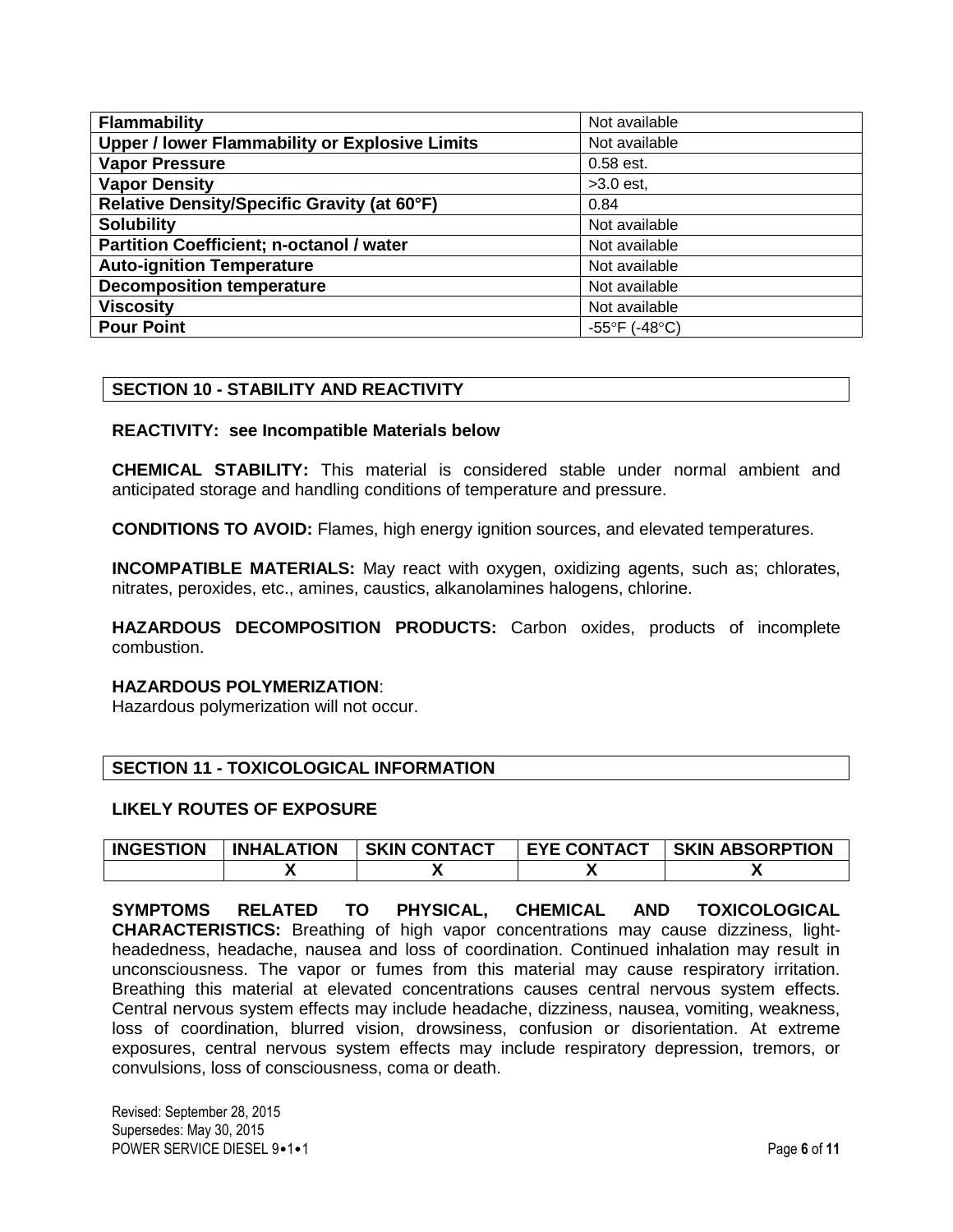| | |
|---|---|
| **Flammability** | Not available |
| **Upper / lower Flammability or Explosive Limits** | Not available |
| **Vapor Pressure** | 0.58 est. |
| **Vapor Density** | >3.0 est, |
| **Relative Density/Specific Gravity (at 60°F)** | 0.84 |
| **Solubility** | Not available |
| **Partition Coefficient; n-octanol / water** | Not available |
| **Auto-ignition Temperature** | Not available |
| **Decomposition temperature** | Not available |
| **Viscosity** | Not available |
| **Pour Point** | -55°F (-48°C) |

## SECTION 10 - STABILITY AND REACTIVITY

**REACTIVITY: see Incompatible Materials below**

**CHEMICAL STABILITY:** This material is considered stable under normal ambient and anticipated storage and handling conditions of temperature and pressure.

**CONDITIONS TO AVOID:** Flames, high energy ignition sources, and elevated temperatures.

**INCOMPATIBLE MATERIALS:** May react with oxygen, oxidizing agents, such as; chlorates, nitrates, peroxides, etc., amines, caustics, alkanolamines halogens, chlorine.

**HAZARDOUS DECOMPOSITION PRODUCTS:** Carbon oxides, products of incomplete combustion.

**HAZARDOUS POLYMERIZATION**:
Hazardous polymerization will not occur.

## SECTION 11 - TOXICOLOGICAL INFORMATION

**LIKELY ROUTES OF EXPOSURE**

| INGESTION | INHALATION | SKIN CONTACT | EYE CONTACT | SKIN ABSORPTION |
|---|---|---|---|---|
| | X | X | X | X |

**SYMPTOMS RELATED TO PHYSICAL, CHEMICAL AND TOXICOLOGICAL CHARACTERISTICS:** Breathing of high vapor concentrations may cause dizziness, light-headedness, headache, nausea and loss of coordination. Continued inhalation may result in unconsciousness. The vapor or fumes from this material may cause respiratory irritation. Breathing this material at elevated concentrations causes central nervous system effects. Central nervous system effects may include headache, dizziness, nausea, vomiting, weakness, loss of coordination, blurred vision, drowsiness, confusion or disorientation. At extreme exposures, central nervous system effects may include respiratory depression, tremors, or convulsions, loss of consciousness, coma or death.

Revised: September 28, 2015
Supersedes: May 30, 2015
POWER SERVICE DIESEL 9•1•1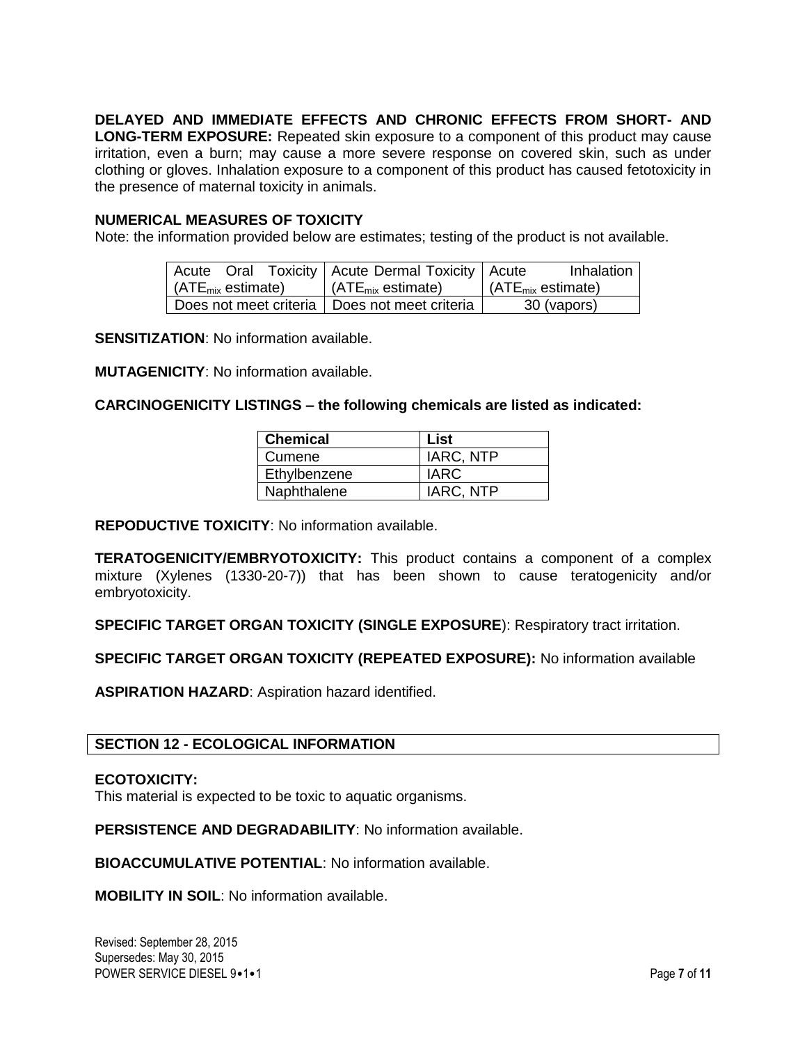**DELAYED AND IMMEDIATE EFFECTS AND CHRONIC EFFECTS FROM SHORT- AND LONG-TERM EXPOSURE:** Repeated skin exposure to a component of this product may cause irritation, even a burn; may cause a more severe response on covered skin, such as under clothing or gloves. Inhalation exposure to a component of this product has caused fetotoxicity in the presence of maternal toxicity in animals.

**NUMERICAL MEASURES OF TOXICITY**

Note: the information provided below are estimates; testing of the product is not available.

| Acute Oral Toxicity ($ATE_{mix}$ estimate) | Acute Dermal Toxicity ($ATE_{mix}$ estimate) | Acute Inhalation ($ATE_{mix}$ estimate) |
|---|---|---|
| Does not meet criteria | Does not meet criteria | 30 (vapors) |

**SENSITIZATION**: No information available.

**MUTAGENICITY**: No information available.

**CARCINOGENICITY LISTINGS – the following chemicals are listed as indicated:**

| Chemical | List |
|---|---|
| Cumene | IARC, NTP |
| Ethylbenzene | IARC |
| Naphthalene | IARC, NTP |

**REPODUCTIVE TOXICITY**: No information available.

**TERATOGENICITY/EMBRYOTOXICITY:** This product contains a component of a complex mixture (Xylenes (1330-20-7)) that has been shown to cause teratogenicity and/or embryotoxicity.

**SPECIFIC TARGET ORGAN TOXICITY (SINGLE EXPOSURE**): Respiratory tract irritation.

**SPECIFIC TARGET ORGAN TOXICITY (REPEATED EXPOSURE):** No information available

**ASPIRATION HAZARD**: Aspiration hazard identified.

## SECTION 12 - ECOLOGICAL INFORMATION

**ECOTOXICITY:**

This material is expected to be toxic to aquatic organisms.

**PERSISTENCE AND DEGRADABILITY**: No information available.

**BIOACCUMULATIVE POTENTIAL**: No information available.

**MOBILITY IN SOIL**: No information available.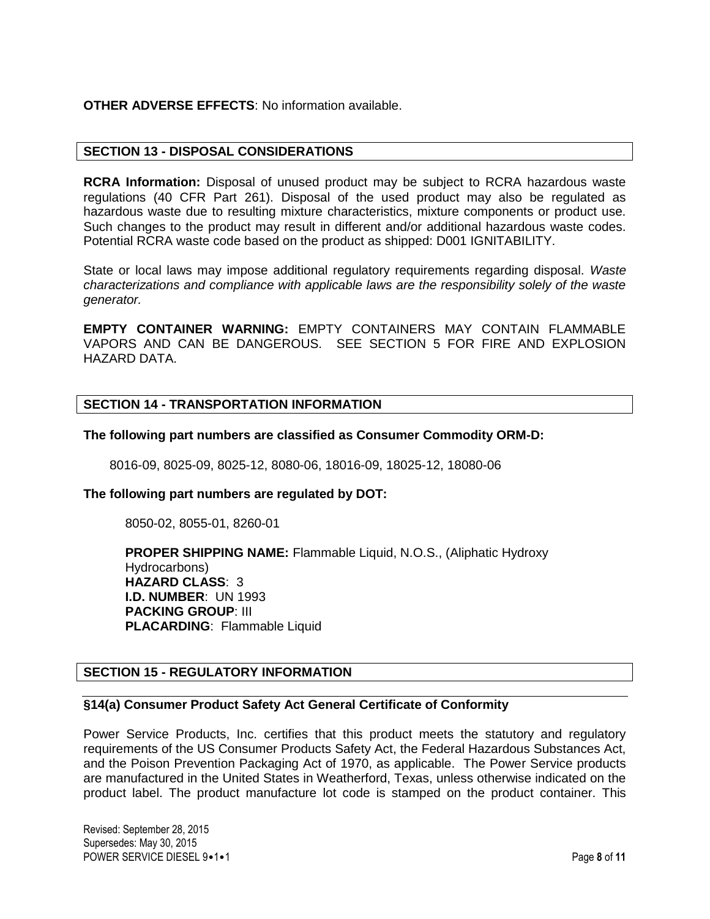**OTHER ADVERSE EFFECTS**: No information available.

## SECTION 13 - DISPOSAL CONSIDERATIONS

**RCRA Information:** Disposal of unused product may be subject to RCRA hazardous waste regulations (40 CFR Part 261). Disposal of the used product may also be regulated as hazardous waste due to resulting mixture characteristics, mixture components or product use. Such changes to the product may result in different and/or additional hazardous waste codes. Potential RCRA waste code based on the product as shipped: D001 IGNITABILITY.

State or local laws may impose additional regulatory requirements regarding disposal. *Waste characterizations and compliance with applicable laws are the responsibility solely of the waste generator.*

**EMPTY CONTAINER WARNING:** EMPTY CONTAINERS MAY CONTAIN FLAMMABLE VAPORS AND CAN BE DANGEROUS. SEE SECTION 5 FOR FIRE AND EXPLOSION HAZARD DATA.

## SECTION 14 - TRANSPORTATION INFORMATION

**The following part numbers are classified as Consumer Commodity ORM-D:**

8016-09, 8025-09, 8025-12, 8080-06, 18016-09, 18025-12, 18080-06

**The following part numbers are regulated by DOT:**

8050-02, 8055-01, 8260-01

**PROPER SHIPPING NAME:** Flammable Liquid, N.O.S., (Aliphatic Hydroxy Hydrocarbons)
**HAZARD CLASS**: 3
**I.D. NUMBER**: UN 1993
**PACKING GROUP**: III
**PLACARDING**: Flammable Liquid

## SECTION 15 - REGULATORY INFORMATION

### §14(a) Consumer Product Safety Act General Certificate of Conformity

Power Service Products, Inc. certifies that this product meets the statutory and regulatory requirements of the US Consumer Products Safety Act, the Federal Hazardous Substances Act, and the Poison Prevention Packaging Act of 1970, as applicable. The Power Service products are manufactured in the United States in Weatherford, Texas, unless otherwise indicated on the product label. The product manufacture lot code is stamped on the product container. This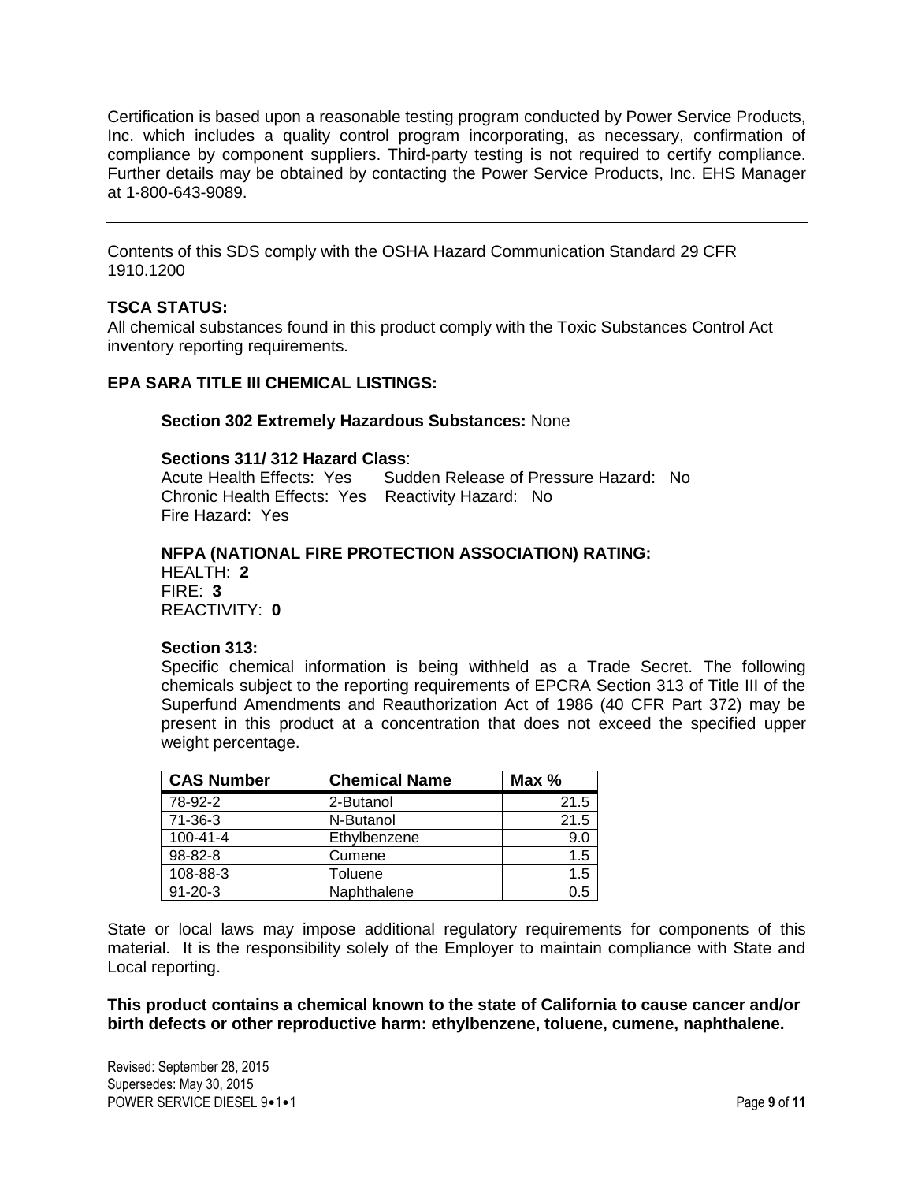Certification is based upon a reasonable testing program conducted by Power Service Products, Inc. which includes a quality control program incorporating, as necessary, confirmation of compliance by component suppliers. Third-party testing is not required to certify compliance. Further details may be obtained by contacting the Power Service Products, Inc. EHS Manager at 1-800-643-9089.

---

Contents of this SDS comply with the OSHA Hazard Communication Standard 29 CFR 1910.1200

**TSCA STATUS:**
All chemical substances found in this product comply with the Toxic Substances Control Act inventory reporting requirements.

**EPA SARA TITLE III CHEMICAL LISTINGS:**

**Section 302 Extremely Hazardous Substances:** None

**Sections 311/ 312 Hazard Class**:
Acute Health Effects: Yes Sudden Release of Pressure Hazard: No
Chronic Health Effects: Yes Reactivity Hazard: No
Fire Hazard: Yes

**NFPA (NATIONAL FIRE PROTECTION ASSOCIATION) RATING:**
HEALTH: **2**
FIRE: **3**
REACTIVITY: **0**

**Section 313:**
Specific chemical information is being withheld as a Trade Secret. The following chemicals subject to the reporting requirements of EPCRA Section 313 of Title III of the Superfund Amendments and Reauthorization Act of 1986 (40 CFR Part 372) may be present in this product at a concentration that does not exceed the specified upper weight percentage.

| CAS Number | Chemical Name | Max % |
|---|---|---|
| 78-92-2 | 2-Butanol | 21.5 |
| 71-36-3 | N-Butanol | 21.5 |
| 100-41-4 | Ethylbenzene | 9.0 |
| 98-82-8 | Cumene | 1.5 |
| 108-88-3 | Toluene | 1.5 |
| 91-20-3 | Naphthalene | 0.5 |

State or local laws may impose additional regulatory requirements for components of this material. It is the responsibility solely of the Employer to maintain compliance with State and Local reporting.

**This product contains a chemical known to the state of California to cause cancer and/or birth defects or other reproductive harm: ethylbenzene, toluene, cumene, naphthalene.**

Revised: September 28, 2015
Supersedes: May 30, 2015
POWER SERVICE DIESEL 9•1•1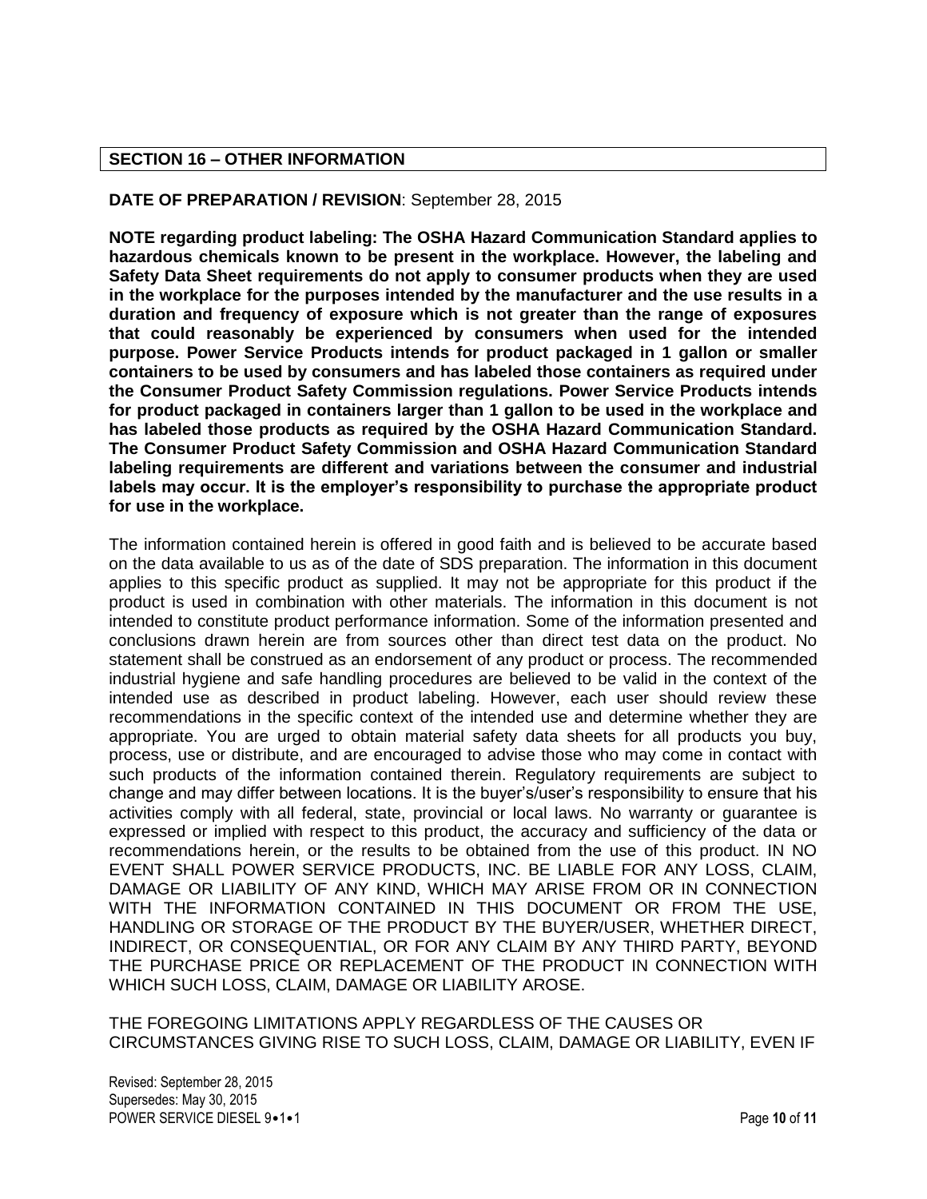## SECTION 16 – OTHER INFORMATION

**DATE OF PREPARATION / REVISION**: September 28, 2015

**NOTE regarding product labeling: The OSHA Hazard Communication Standard applies to hazardous chemicals known to be present in the workplace. However, the labeling and Safety Data Sheet requirements do not apply to consumer products when they are used in the workplace for the purposes intended by the manufacturer and the use results in a duration and frequency of exposure which is not greater than the range of exposures that could reasonably be experienced by consumers when used for the intended purpose. Power Service Products intends for product packaged in 1 gallon or smaller containers to be used by consumers and has labeled those containers as required under the Consumer Product Safety Commission regulations. Power Service Products intends for product packaged in containers larger than 1 gallon to be used in the workplace and has labeled those products as required by the OSHA Hazard Communication Standard. The Consumer Product Safety Commission and OSHA Hazard Communication Standard labeling requirements are different and variations between the consumer and industrial labels may occur. It is the employer's responsibility to purchase the appropriate product for use in the workplace.**

The information contained herein is offered in good faith and is believed to be accurate based on the data available to us as of the date of SDS preparation. The information in this document applies to this specific product as supplied. It may not be appropriate for this product if the product is used in combination with other materials. The information in this document is not intended to constitute product performance information. Some of the information presented and conclusions drawn herein are from sources other than direct test data on the product. No statement shall be construed as an endorsement of any product or process. The recommended industrial hygiene and safe handling procedures are believed to be valid in the context of the intended use as described in product labeling. However, each user should review these recommendations in the specific context of the intended use and determine whether they are appropriate. You are urged to obtain material safety data sheets for all products you buy, process, use or distribute, and are encouraged to advise those who may come in contact with such products of the information contained therein. Regulatory requirements are subject to change and may differ between locations. It is the buyer's/user's responsibility to ensure that his activities comply with all federal, state, provincial or local laws. No warranty or guarantee is expressed or implied with respect to this product, the accuracy and sufficiency of the data or recommendations herein, or the results to be obtained from the use of this product. IN NO EVENT SHALL POWER SERVICE PRODUCTS, INC. BE LIABLE FOR ANY LOSS, CLAIM, DAMAGE OR LIABILITY OF ANY KIND, WHICH MAY ARISE FROM OR IN CONNECTION WITH THE INFORMATION CONTAINED IN THIS DOCUMENT OR FROM THE USE, HANDLING OR STORAGE OF THE PRODUCT BY THE BUYER/USER, WHETHER DIRECT, INDIRECT, OR CONSEQUENTIAL, OR FOR ANY CLAIM BY ANY THIRD PARTY, BEYOND THE PURCHASE PRICE OR REPLACEMENT OF THE PRODUCT IN CONNECTION WITH WHICH SUCH LOSS, CLAIM, DAMAGE OR LIABILITY AROSE.

THE FOREGOING LIMITATIONS APPLY REGARDLESS OF THE CAUSES OR CIRCUMSTANCES GIVING RISE TO SUCH LOSS, CLAIM, DAMAGE OR LIABILITY, EVEN IF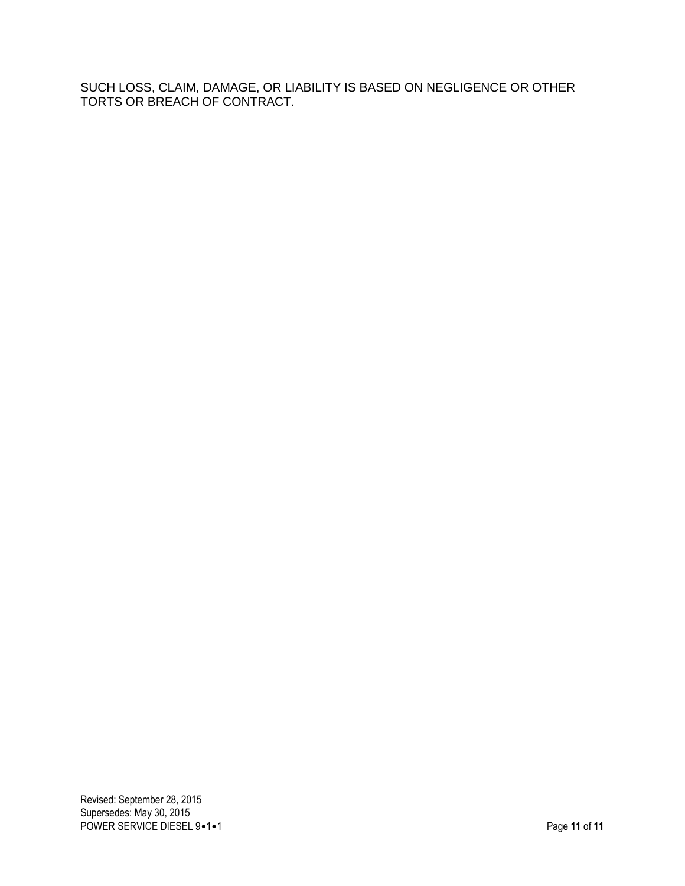SUCH LOSS, CLAIM, DAMAGE, OR LIABILITY IS BASED ON NEGLIGENCE OR OTHER TORTS OR BREACH OF CONTRACT.